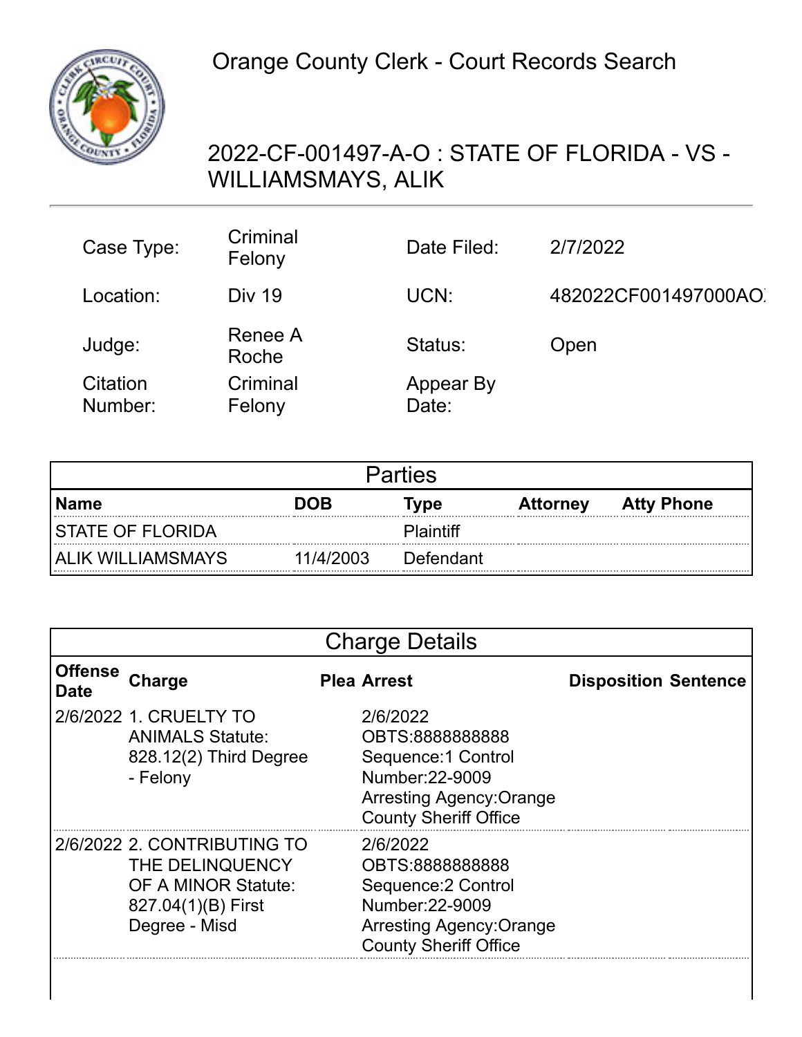# Orange County Clerk - Court Records Search

## 2022-CF-001497-A-O : STATE OF FLORIDA - VS - WILLIAMSMAYS, ALIK

| | | | |
|---|---|---|---|
| Case Type: | Criminal Felony | Date Filed: | 2/7/2022 |
| Location: | Div 19 | UCN: | 482022CF001497000AO |
| Judge: | Renee A Roche | Status: | Open |
| Citation Number: | Criminal Felony | Appear By Date: | |

### Parties

| Name | DOB | Type | Attorney | Atty Phone |
|---|---|---|---|---|
| STATE OF FLORIDA | | Plaintiff | | |
| ALIK WILLIAMSMAYS | 11/4/2003 | Defendant | | |

### Charge Details

| Offense Date | Charge | Plea | Arrest | Disposition | Sentence |
|---|---|---|---|---|---|
| 2/6/2022 | 1. CRUELTY TO ANIMALS Statute: 828.12(2) Third Degree - Felony | | 2/6/2022 OBTS:8888888888 Sequence:1 Control Number:22-9009 Arresting Agency:Orange County Sheriff Office | | |
| 2/6/2022 | 2. CONTRIBUTING TO THE DELINQUENCY OF A MINOR Statute: 827.04(1)(B) First Degree - Misd | | 2/6/2022 OBTS:8888888888 Sequence:2 Control Number:22-9009 Arresting Agency:Orange County Sheriff Office | | |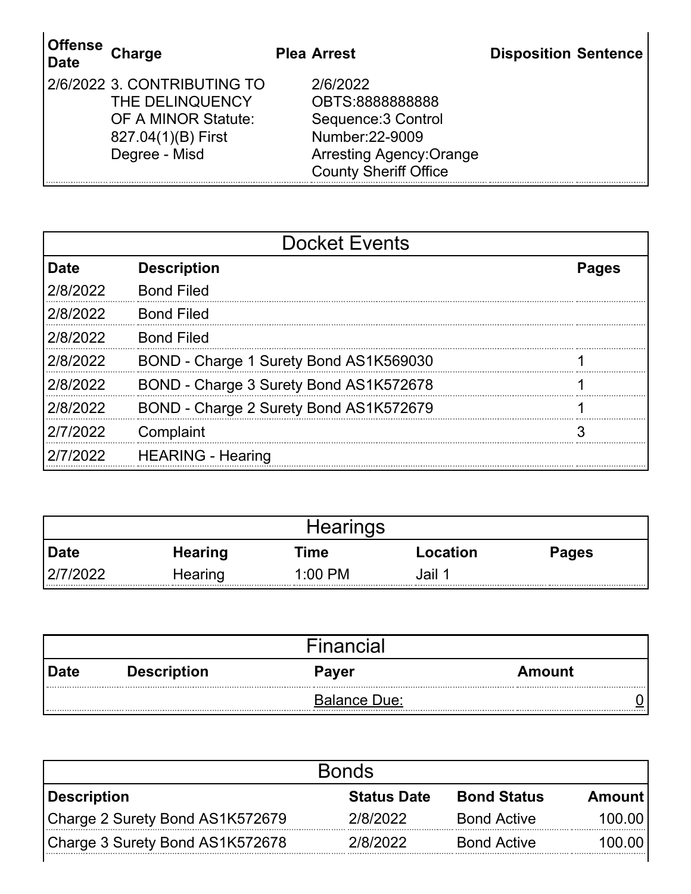| Offense Date | Charge | Plea | Arrest | Disposition | Sentence |
|---|---|---|---|---|---|
| 2/6/2022 | 3. CONTRIBUTING TO THE DELINQUENCY OF A MINOR Statute: 827.04(1)(B) First Degree - Misd | | 2/6/2022 OBTS:8888888888 Sequence:3 Control Number:22-9009 Arresting Agency:Orange County Sheriff Office | | |

## Docket Events

| Date | Description | Pages |
|---|---|---|
| 2/8/2022 | Bond Filed | |
| 2/8/2022 | Bond Filed | |
| 2/8/2022 | Bond Filed | |
| 2/8/2022 | BOND - Charge 1 Surety Bond AS1K569030 | 1 |
| 2/8/2022 | BOND - Charge 3 Surety Bond AS1K572678 | 1 |
| 2/8/2022 | BOND - Charge 2 Surety Bond AS1K572679 | 1 |
| 2/7/2022 | Complaint | 3 |
| 2/7/2022 | HEARING - Hearing | |

## Hearings

| Date | Hearing | Time | Location | Pages |
|---|---|---|---|---|
| 2/7/2022 | Hearing | 1:00 PM | Jail 1 | |

## Financial

| Date | Description | Payer | Amount |
|---|---|---|---|
| | | Balance Due: | 0 |

## Bonds

| Description | Status Date | Bond Status | Amount |
|---|---|---|---|
| Charge 2 Surety Bond AS1K572679 | 2/8/2022 | Bond Active | 100.00 |
| Charge 3 Surety Bond AS1K572678 | 2/8/2022 | Bond Active | 100.00 |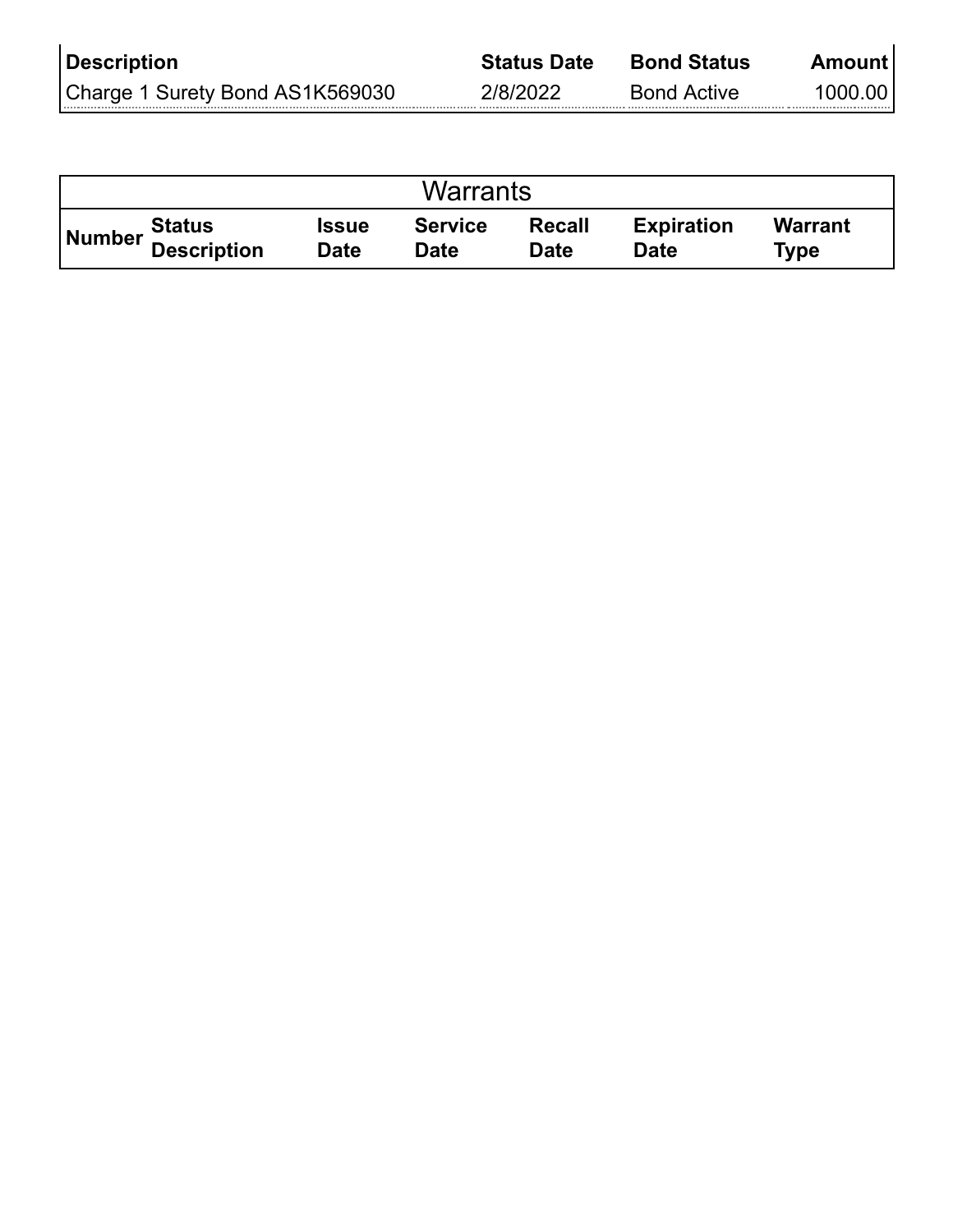| Description | Status Date | Bond Status | Amount |
|---|---|---|---|
| Charge 1 Surety Bond AS1K569030 | 2/8/2022 | Bond Active | 1000.00 |

| Warrants | | | | | | |
|---|---|---|---|---|---|---|
| Number | Status Description | Issue Date | Service Date | Recall Date | Expiration Date | Warrant Type |